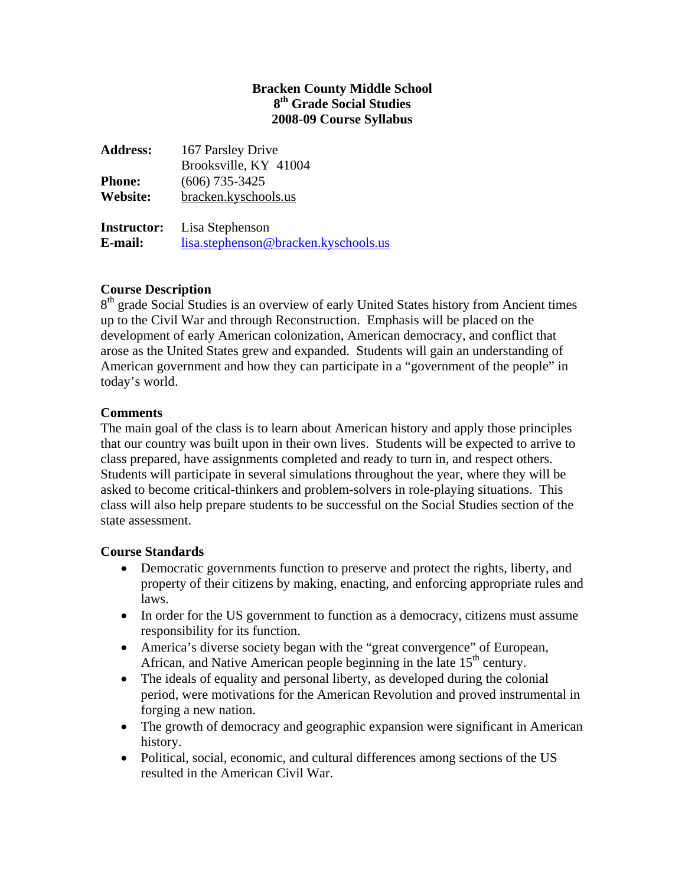# Bracken County Middle School
## 8th Grade Social Studies
## 2008-09 Course Syllabus

**Address:** 167 Parsley Drive
Brooksville, KY 41004
**Phone:** (606) 735-3425
**Website:** bracken.kyschools.us

**Instructor:** Lisa Stephenson
**E-mail:** lisa.stephenson@bracken.kyschools.us

### Course Description

8th grade Social Studies is an overview of early United States history from Ancient times up to the Civil War and through Reconstruction. Emphasis will be placed on the development of early American colonization, American democracy, and conflict that arose as the United States grew and expanded. Students will gain an understanding of American government and how they can participate in a "government of the people" in today's world.

### Comments

The main goal of the class is to learn about American history and apply those principles that our country was built upon in their own lives. Students will be expected to arrive to class prepared, have assignments completed and ready to turn in, and respect others. Students will participate in several simulations throughout the year, where they will be asked to become critical-thinkers and problem-solvers in role-playing situations. This class will also help prepare students to be successful on the Social Studies section of the state assessment.

### Course Standards

- Democratic governments function to preserve and protect the rights, liberty, and property of their citizens by making, enacting, and enforcing appropriate rules and laws.
- In order for the US government to function as a democracy, citizens must assume responsibility for its function.
- America's diverse society began with the "great convergence" of European, African, and Native American people beginning in the late 15th century.
- The ideals of equality and personal liberty, as developed during the colonial period, were motivations for the American Revolution and proved instrumental in forging a new nation.
- The growth of democracy and geographic expansion were significant in American history.
- Political, social, economic, and cultural differences among sections of the US resulted in the American Civil War.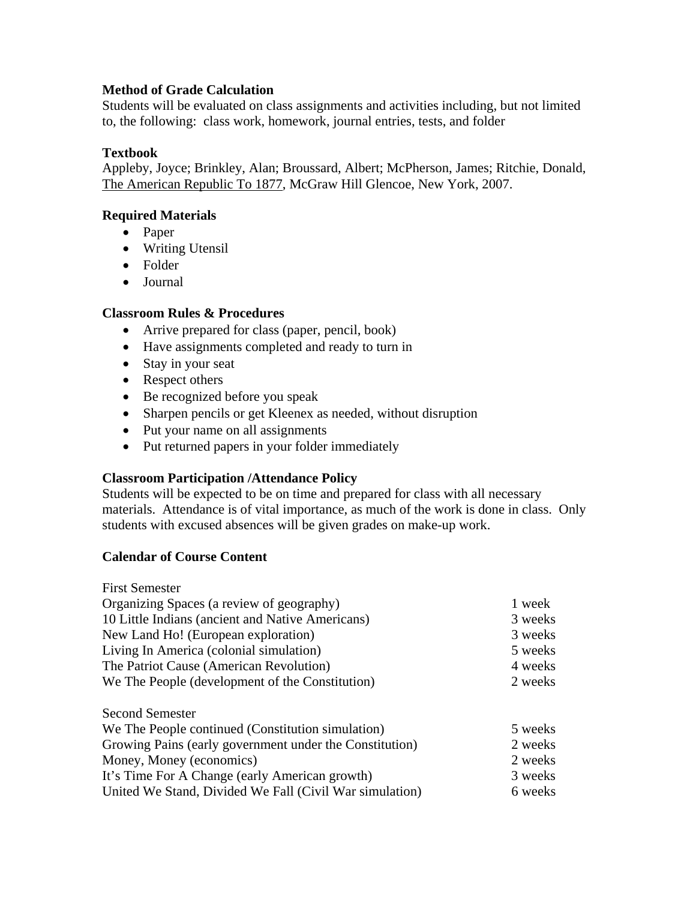**Method of Grade Calculation**
Students will be evaluated on class assignments and activities including, but not limited to, the following: class work, homework, journal entries, tests, and folder

**Textbook**
Appleby, Joyce; Brinkley, Alan; Broussard, Albert; McPherson, James; Ritchie, Donald, The American Republic To 1877, McGraw Hill Glencoe, New York, 2007.

**Required Materials**

- Paper
- Writing Utensil
- Folder
- Journal

**Classroom Rules & Procedures**

- Arrive prepared for class (paper, pencil, book)
- Have assignments completed and ready to turn in
- Stay in your seat
- Respect others
- Be recognized before you speak
- Sharpen pencils or get Kleenex as needed, without disruption
- Put your name on all assignments
- Put returned papers in your folder immediately

**Classroom Participation /Attendance Policy**
Students will be expected to be on time and prepared for class with all necessary materials. Attendance is of vital importance, as much of the work is done in class. Only students with excused absences will be given grades on make-up work.

**Calendar of Course Content**

| | |
|---|---|
| First Semester | |
| Organizing Spaces (a review of geography) | 1 week |
| 10 Little Indians (ancient and Native Americans) | 3 weeks |
| New Land Ho! (European exploration) | 3 weeks |
| Living In America (colonial simulation) | 5 weeks |
| The Patriot Cause (American Revolution) | 4 weeks |
| We The People (development of the Constitution) | 2 weeks |
| | |
| Second Semester | |
| We The People continued (Constitution simulation) | 5 weeks |
| Growing Pains (early government under the Constitution) | 2 weeks |
| Money, Money (economics) | 2 weeks |
| It's Time For A Change (early American growth) | 3 weeks |
| United We Stand, Divided We Fall (Civil War simulation) | 6 weeks |